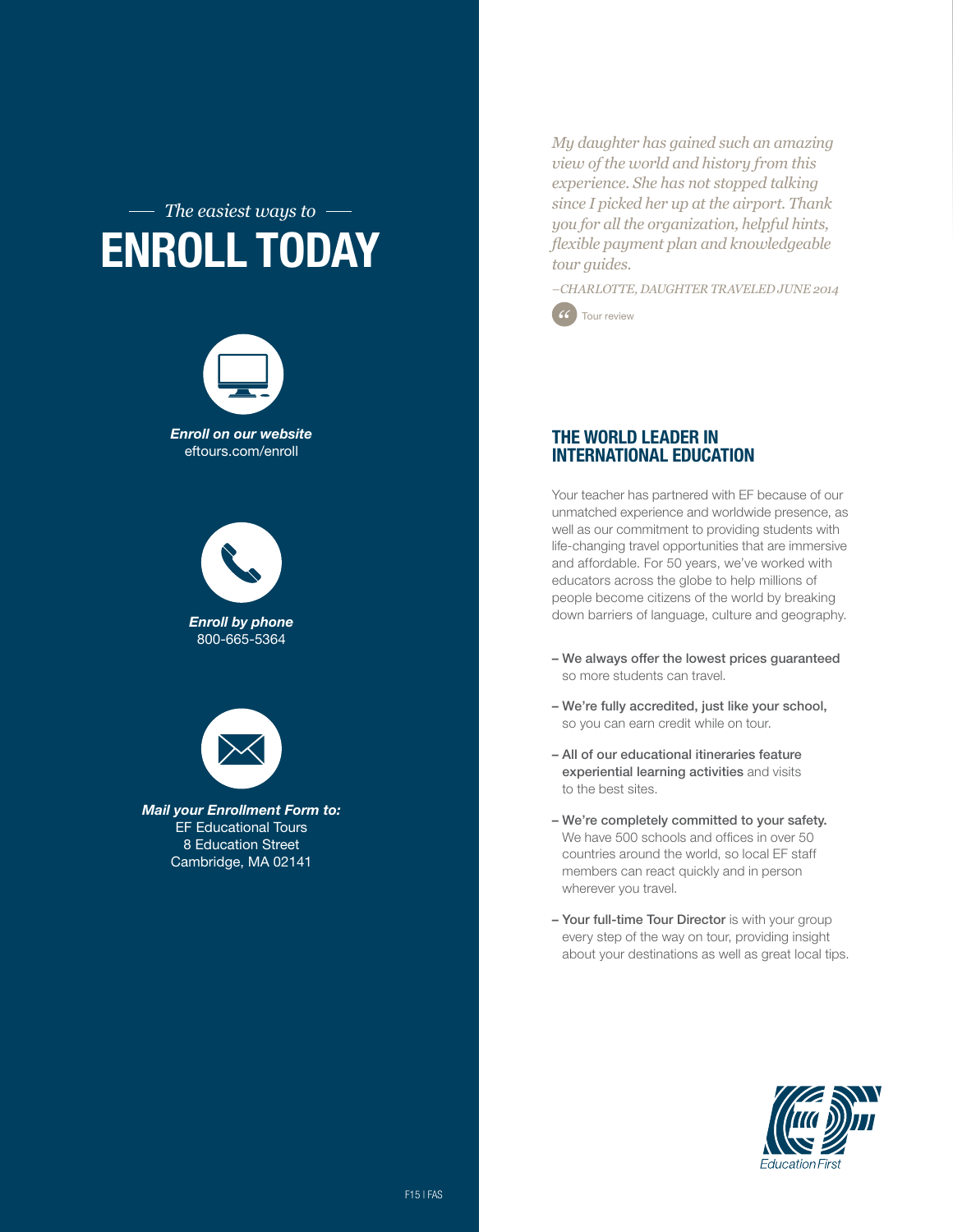*The easiest ways to*

# ENROLL TODAY

***Enroll on our website***
eftours.com/enroll

***Enroll by phone***
800-665-5364

***Mail your Enrollment Form to:***
EF Educational Tours
8 Education Street
Cambridge, MA 02141

*My daughter has gained such an amazing view of the world and history from this experience. She has not stopped talking since I picked her up at the airport. Thank you for all the organization, helpful hints, flexible payment plan and knowledgeable tour guides.*

*–CHARLOTTE, DAUGHTER TRAVELED JUNE 2014*

Tour review

## THE WORLD LEADER IN INTERNATIONAL EDUCATION

Your teacher has partnered with EF because of our unmatched experience and worldwide presence, as well as our commitment to providing students with life-changing travel opportunities that are immersive and affordable. For 50 years, we've worked with educators across the globe to help millions of people become citizens of the world by breaking down barriers of language, culture and geography.

- We always offer the lowest prices guaranteed so more students can travel.
- We're fully accredited, just like your school, so you can earn credit while on tour.
- All of our educational itineraries feature experiential learning activities and visits to the best sites.
- We're completely committed to your safety. We have 500 schools and offices in over 50 countries around the world, so local EF staff members can react quickly and in person wherever you travel.
- Your full-time Tour Director is with your group every step of the way on tour, providing insight about your destinations as well as great local tips.

Education First

F15 | FAS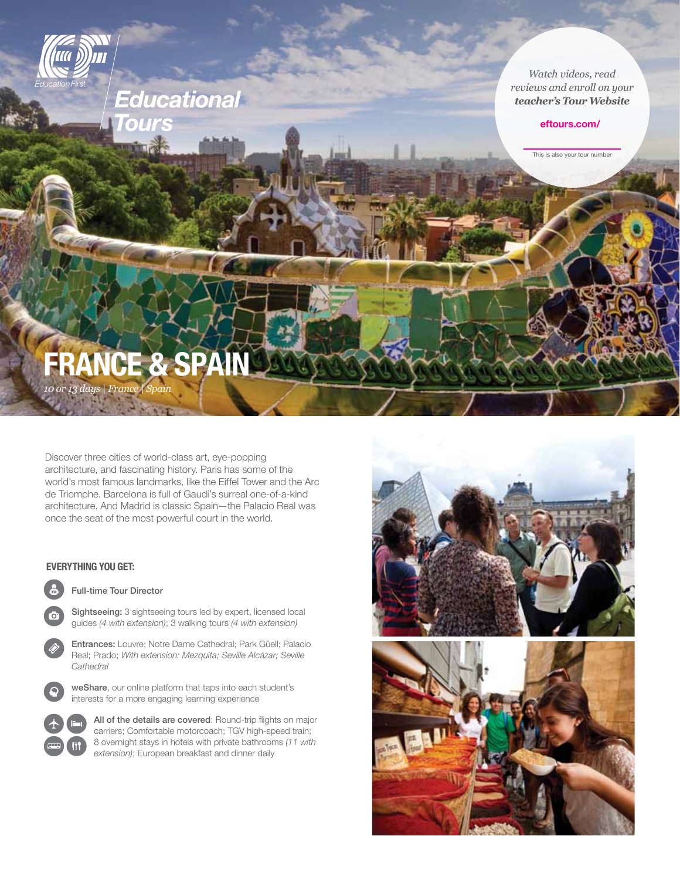Education First

# Educational Tours

*Watch videos, read reviews and enroll on your* ***teacher's Tour Website***

**eftours.com/**

This is also your tour number

# FRANCE & SPAIN

*10 or 13 days | France | Spain*

Discover three cities of world-class art, eye-popping architecture, and fascinating history. Paris has some of the world's most famous landmarks, like the Eiffel Tower and the Arc de Triomphe. Barcelona is full of Gaudí's surreal one-of-a-kind architecture. And Madrid is classic Spain—the Palacio Real was once the seat of the most powerful court in the world.

## EVERYTHING YOU GET:

- Full-time Tour Director
- **Sightseeing:** 3 sightseeing tours led by expert, licensed local guides *(4 with extension)*; 3 walking tours *(4 with extension)*
- **Entrances:** Louvre; Notre Dame Cathedral; Park Güell; Palacio Real; Prado; *With extension: Mezquita; Seville Alcázar; Seville Cathedral*
- **weShare**, our online platform that taps into each student's interests for a more engaging learning experience
- **All of the details are covered**: Round-trip flights on major carriers; Comfortable motorcoach; TGV high-speed train; 8 overnight stays in hotels with private bathrooms *(11 with extension)*; European breakfast and dinner daily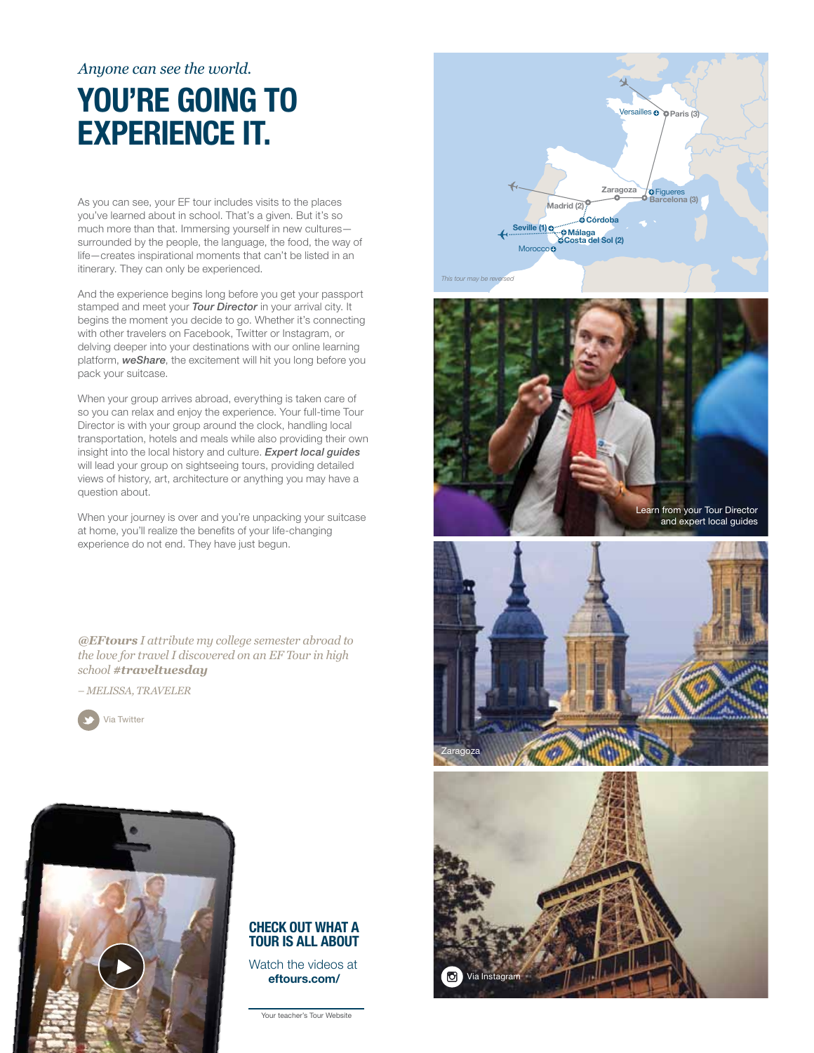*Anyone can see the world.*

# YOU'RE GOING TO EXPERIENCE IT.

As you can see, your EF tour includes visits to the places you've learned about in school. That's a given. But it's so much more than that. Immersing yourself in new cultures—surrounded by the people, the language, the food, the way of life—creates inspirational moments that can't be listed in an itinerary. They can only be experienced.

And the experience begins long before you get your passport stamped and meet your ***Tour Director*** in your arrival city. It begins the moment you decide to go. Whether it's connecting with other travelers on Facebook, Twitter or Instagram, or delving deeper into your destinations with our online learning platform, ***weShare***, the excitement will hit you long before you pack your suitcase.

When your group arrives abroad, everything is taken care of so you can relax and enjoy the experience. Your full-time Tour Director is with your group around the clock, handling local transportation, hotels and meals while also providing their own insight into the local history and culture. ***Expert local guides*** will lead your group on sightseeing tours, providing detailed views of history, art, architecture or anything you may have a question about.

When your journey is over and you're unpacking your suitcase at home, you'll realize the benefits of your life-changing experience do not end. They have just begun.

*@EFtours I attribute my college semester abroad to the love for travel I discovered on an EF Tour in high school #traveltuesday*

*– MELISSA, TRAVELER*

Via Twitter

Versailles · Paris (3) · Zaragoza · Figueres · Barcelona (3) · Madrid (2) · Córdoba · Seville (1) · Málaga · Costa del Sol (2) · Morocco

*This tour may be reversed*

Learn from your Tour Director and expert local guides

Zaragoza

Via Instagram

## CHECK OUT WHAT A TOUR IS ALL ABOUT

Watch the videos at **eftours.com/**

Your teacher's Tour Website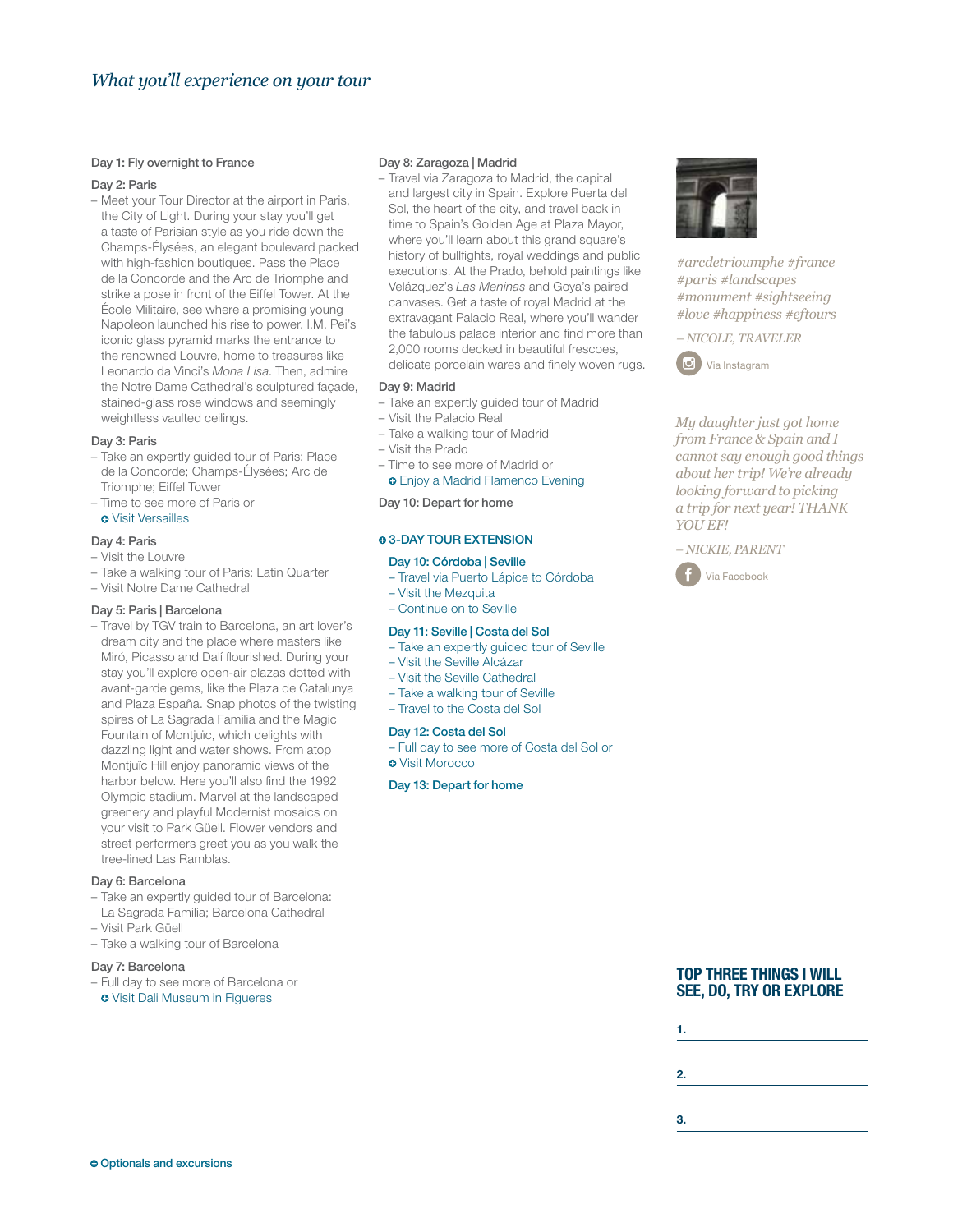## *What you'll experience on your tour*

**Day 1: Fly overnight to France**

**Day 2: Paris**

– Meet your Tour Director at the airport in Paris, the City of Light. During your stay you'll get a taste of Parisian style as you ride down the Champs-Élysées, an elegant boulevard packed with high-fashion boutiques. Pass the Place de la Concorde and the Arc de Triomphe and strike a pose in front of the Eiffel Tower. At the École Militaire, see where a promising young Napoleon launched his rise to power. I.M. Pei's iconic glass pyramid marks the entrance to the renowned Louvre, home to treasures like Leonardo da Vinci's *Mona Lisa*. Then, admire the Notre Dame Cathedral's sculptured façade, stained-glass rose windows and seemingly weightless vaulted ceilings.

**Day 3: Paris**

- Take an expertly guided tour of Paris: Place de la Concorde; Champs-Élysées; Arc de Triomphe; Eiffel Tower
- Time to see more of Paris or
  ✪ Visit Versailles

**Day 4: Paris**

- Visit the Louvre
- Take a walking tour of Paris: Latin Quarter
- Visit Notre Dame Cathedral

**Day 5: Paris | Barcelona**

– Travel by TGV train to Barcelona, an art lover's dream city and the place where masters like Miró, Picasso and Dalí flourished. During your stay you'll explore open-air plazas dotted with avant-garde gems, like the Plaza de Catalunya and Plaza España. Snap photos of the twisting spires of La Sagrada Familia and the Magic Fountain of Montjuïc, which delights with dazzling light and water shows. From atop Montjuïc Hill enjoy panoramic views of the harbor below. Here you'll also find the 1992 Olympic stadium. Marvel at the landscaped greenery and playful Modernist mosaics on your visit to Park Güell. Flower vendors and street performers greet you as you walk the tree-lined Las Ramblas.

**Day 6: Barcelona**

- Take an expertly guided tour of Barcelona: La Sagrada Familia; Barcelona Cathedral
- Visit Park Güell
- Take a walking tour of Barcelona

**Day 7: Barcelona**

- Full day to see more of Barcelona or
  ✪ Visit Dali Museum in Figueres

**Day 8: Zaragoza | Madrid**

– Travel via Zaragoza to Madrid, the capital and largest city in Spain. Explore Puerta del Sol, the heart of the city, and travel back in time to Spain's Golden Age at Plaza Mayor, where you'll learn about this grand square's history of bullfights, royal weddings and public executions. At the Prado, behold paintings like Velázquez's *Las Meninas* and Goya's paired canvases. Get a taste of royal Madrid at the extravagant Palacio Real, where you'll wander the fabulous palace interior and find more than 2,000 rooms decked in beautiful frescoes, delicate porcelain wares and finely woven rugs.

**Day 9: Madrid**

- Take an expertly guided tour of Madrid
- Visit the Palacio Real
- Take a walking tour of Madrid
- Visit the Prado
- Time to see more of Madrid or
  ✪ Enjoy a Madrid Flamenco Evening

**Day 10: Depart for home**

### ✪ 3-DAY TOUR EXTENSION

**Day 10: Córdoba | Seville**

- Travel via Puerto Lápice to Córdoba
- Visit the Mezquita
- Continue on to Seville

**Day 11: Seville | Costa del Sol**

- Take an expertly guided tour of Seville
- Visit the Seville Alcázar
- Visit the Seville Cathedral
- Take a walking tour of Seville
- Travel to the Costa del Sol

**Day 12: Costa del Sol**

- Full day to see more of Costa del Sol or
  ✪ Visit Morocco

**Day 13: Depart for home**

*#arcdetriomphe #france #paris #landscapes #monument #sightseeing #love #happiness #eftours*

*– NICOLE, TRAVELER*

Via Instagram

*My daughter just got home from France & Spain and I cannot say enough good things about her trip! We're already looking forward to picking a trip for next year! THANK YOU EF!*

*– NICKIE, PARENT*

Via Facebook

**TOP THREE THINGS I WILL SEE, DO, TRY OR EXPLORE**

1. \_\_\_\_\_\_\_\_\_\_\_\_\_\_\_\_

2. \_\_\_\_\_\_\_\_\_\_\_\_\_\_\_\_

3. \_\_\_\_\_\_\_\_\_\_\_\_\_\_\_\_

✪ Optionals and excursions